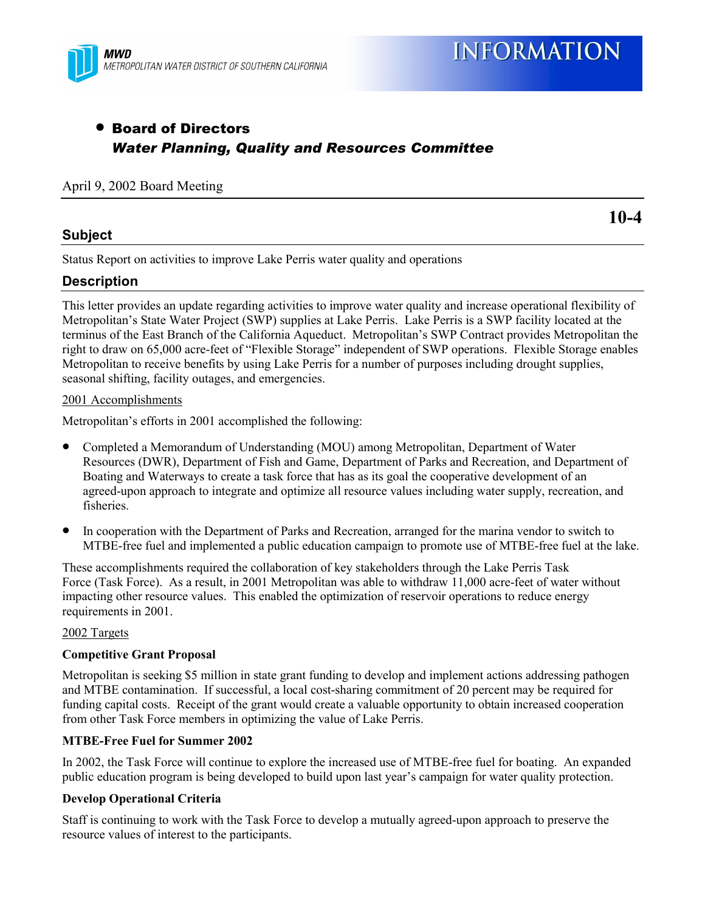MWD
METROPOLITAN WATER DISTRICT OF SOUTHERN CALIFORNIA

# INFORMATION

- **Board of Directors**
  ***Water Planning, Quality and Resources Committee***

April 9, 2002 Board Meeting

**10-4**

## Subject

Status Report on activities to improve Lake Perris water quality and operations

## Description

This letter provides an update regarding activities to improve water quality and increase operational flexibility of Metropolitan's State Water Project (SWP) supplies at Lake Perris. Lake Perris is a SWP facility located at the terminus of the East Branch of the California Aqueduct. Metropolitan's SWP Contract provides Metropolitan the right to draw on 65,000 acre-feet of "Flexible Storage" independent of SWP operations. Flexible Storage enables Metropolitan to receive benefits by using Lake Perris for a number of purposes including drought supplies, seasonal shifting, facility outages, and emergencies.

<u>2001 Accomplishments</u>

Metropolitan's efforts in 2001 accomplished the following:

- Completed a Memorandum of Understanding (MOU) among Metropolitan, Department of Water Resources (DWR), Department of Fish and Game, Department of Parks and Recreation, and Department of Boating and Waterways to create a task force that has as its goal the cooperative development of an agreed-upon approach to integrate and optimize all resource values including water supply, recreation, and fisheries.
- In cooperation with the Department of Parks and Recreation, arranged for the marina vendor to switch to MTBE-free fuel and implemented a public education campaign to promote use of MTBE-free fuel at the lake.

These accomplishments required the collaboration of key stakeholders through the Lake Perris Task Force (Task Force). As a result, in 2001 Metropolitan was able to withdraw 11,000 acre-feet of water without impacting other resource values. This enabled the optimization of reservoir operations to reduce energy requirements in 2001.

<u>2002 Targets</u>

**Competitive Grant Proposal**

Metropolitan is seeking $5 million in state grant funding to develop and implement actions addressing pathogen and MTBE contamination. If successful, a local cost-sharing commitment of 20 percent may be required for funding capital costs. Receipt of the grant would create a valuable opportunity to obtain increased cooperation from other Task Force members in optimizing the value of Lake Perris.

**MTBE-Free Fuel for Summer 2002**

In 2002, the Task Force will continue to explore the increased use of MTBE-free fuel for boating. An expanded public education program is being developed to build upon last year's campaign for water quality protection.

**Develop Operational Criteria**

Staff is continuing to work with the Task Force to develop a mutually agreed-upon approach to preserve the resource values of interest to the participants.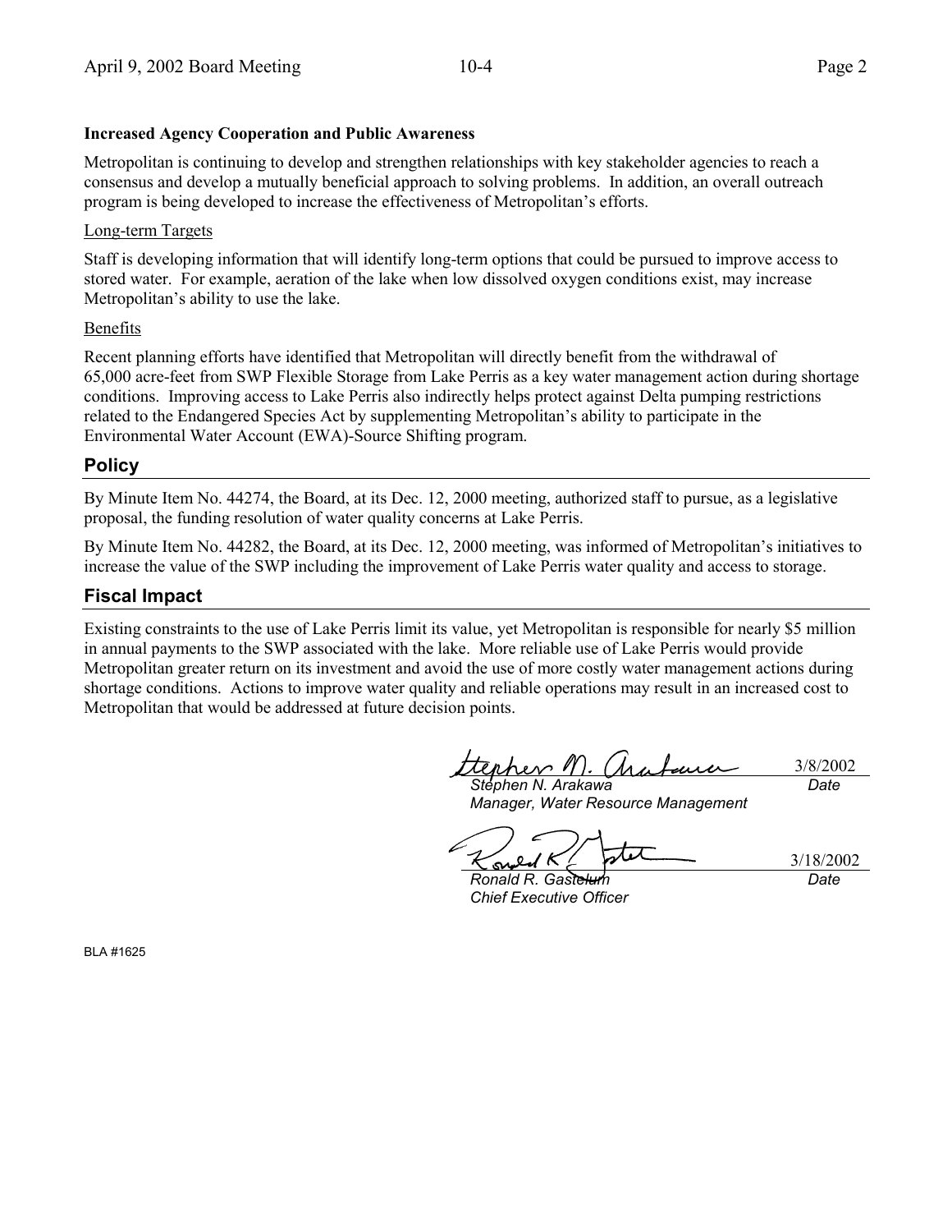**Increased Agency Cooperation and Public Awareness**

Metropolitan is continuing to develop and strengthen relationships with key stakeholder agencies to reach a consensus and develop a mutually beneficial approach to solving problems. In addition, an overall outreach program is being developed to increase the effectiveness of Metropolitan's efforts.

Long-term Targets

Staff is developing information that will identify long-term options that could be pursued to improve access to stored water. For example, aeration of the lake when low dissolved oxygen conditions exist, may increase Metropolitan's ability to use the lake.

Benefits

Recent planning efforts have identified that Metropolitan will directly benefit from the withdrawal of 65,000 acre-feet from SWP Flexible Storage from Lake Perris as a key water management action during shortage conditions. Improving access to Lake Perris also indirectly helps protect against Delta pumping restrictions related to the Endangered Species Act by supplementing Metropolitan's ability to participate in the Environmental Water Account (EWA)-Source Shifting program.

## Policy

By Minute Item No. 44274, the Board, at its Dec. 12, 2000 meeting, authorized staff to pursue, as a legislative proposal, the funding resolution of water quality concerns at Lake Perris.

By Minute Item No. 44282, the Board, at its Dec. 12, 2000 meeting, was informed of Metropolitan's initiatives to increase the value of the SWP including the improvement of Lake Perris water quality and access to storage.

## Fiscal Impact

Existing constraints to the use of Lake Perris limit its value, yet Metropolitan is responsible for nearly $5 million in annual payments to the SWP associated with the lake. More reliable use of Lake Perris would provide Metropolitan greater return on its investment and avoid the use of more costly water management actions during shortage conditions. Actions to improve water quality and reliable operations may result in an increased cost to Metropolitan that would be addressed at future decision points.

3/8/2002

*Stephen N. Arakawa* — *Date*
*Manager, Water Resource Management*

3/18/2002

*Ronald R. Gastelum* — *Date*
*Chief Executive Officer*

BLA #1625